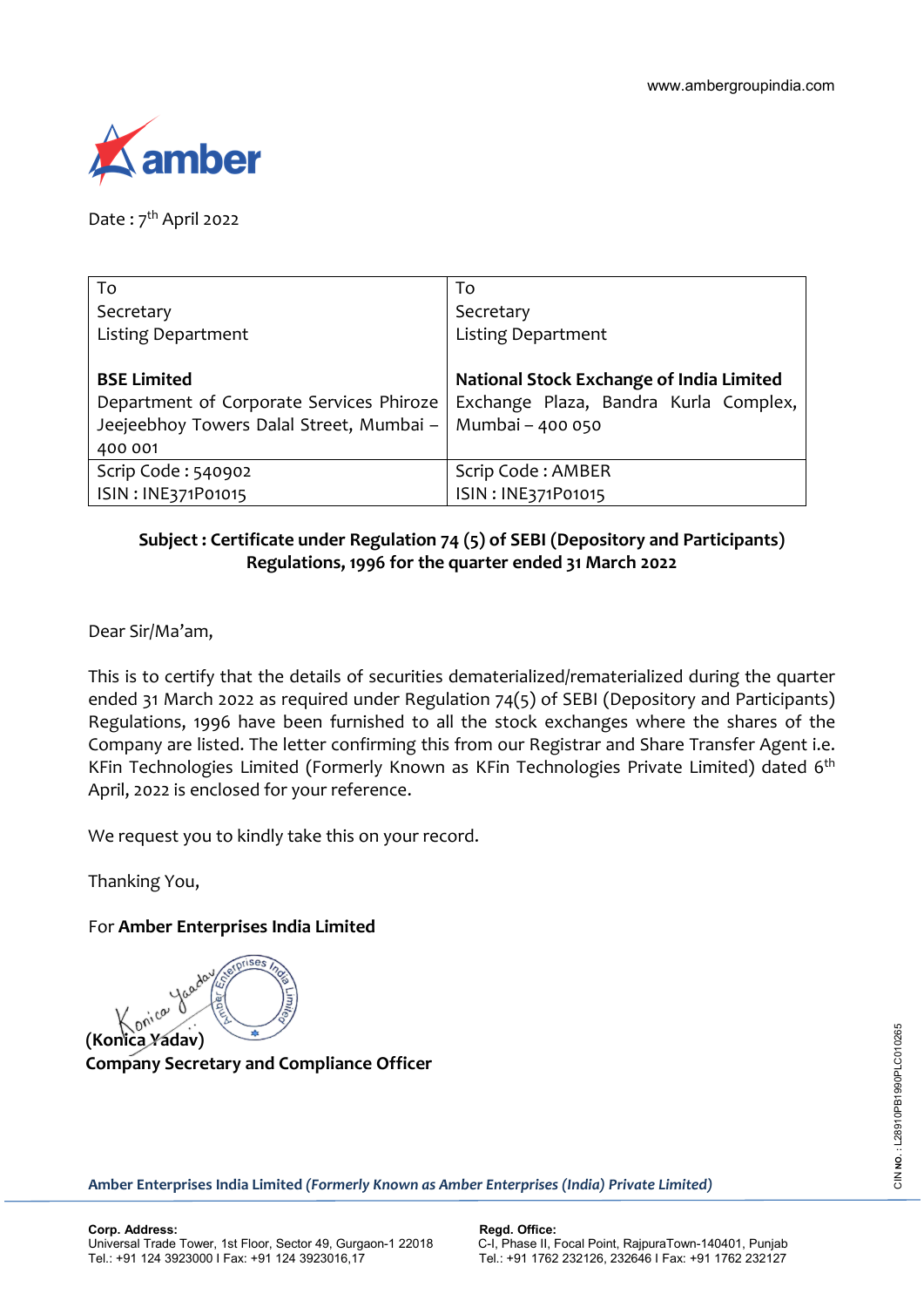www.ambergroupindia.com

Date : 7th April 2022

| To<br>Secretary<br>Listing Department<br><br>**BSE Limited**<br>Department of Corporate Services Phiroze Jeejeebhoy Towers Dalal Street, Mumbai – 400 001 | To<br>Secretary<br>Listing Department<br><br>**National Stock Exchange of India Limited**<br>Exchange Plaza, Bandra Kurla Complex, Mumbai – 400 050 |
|---|---|
| Scrip Code : 540902<br>ISIN : INE371P01015 | Scrip Code : AMBER<br>ISIN : INE371P01015 |

**Subject : Certificate under Regulation 74 (5) of SEBI (Depository and Participants) Regulations, 1996 for the quarter ended 31 March 2022**

Dear Sir/Ma'am,

This is to certify that the details of securities dematerialized/rematerialized during the quarter ended 31 March 2022 as required under Regulation 74(5) of SEBI (Depository and Participants) Regulations, 1996 have been furnished to all the stock exchanges where the shares of the Company are listed. The letter confirming this from our Registrar and Share Transfer Agent i.e. KFin Technologies Limited (Formerly Known as KFin Technologies Private Limited) dated 6th April, 2022 is enclosed for your reference.

We request you to kindly take this on your record.

Thanking You,

For **Amber Enterprises India Limited**

**(Konica Yadav)**
**Company Secretary and Compliance Officer**

**Amber Enterprises India Limited** ***(Formerly Known as Amber Enterprises (India) Private Limited)***

**Corp. Address:**
Universal Trade Tower, 1st Floor, Sector 49, Gurgaon-1 22018
Tel.: +91 124 3923000 I Fax: +91 124 3923016,17

**Regd. Office:**
C-I, Phase II, Focal Point, RajpuraTown-140401, Punjab
Tel.: +91 1762 232126, 232646 I Fax: +91 1762 232127

CIN NO. : L28910PB1990PLC010265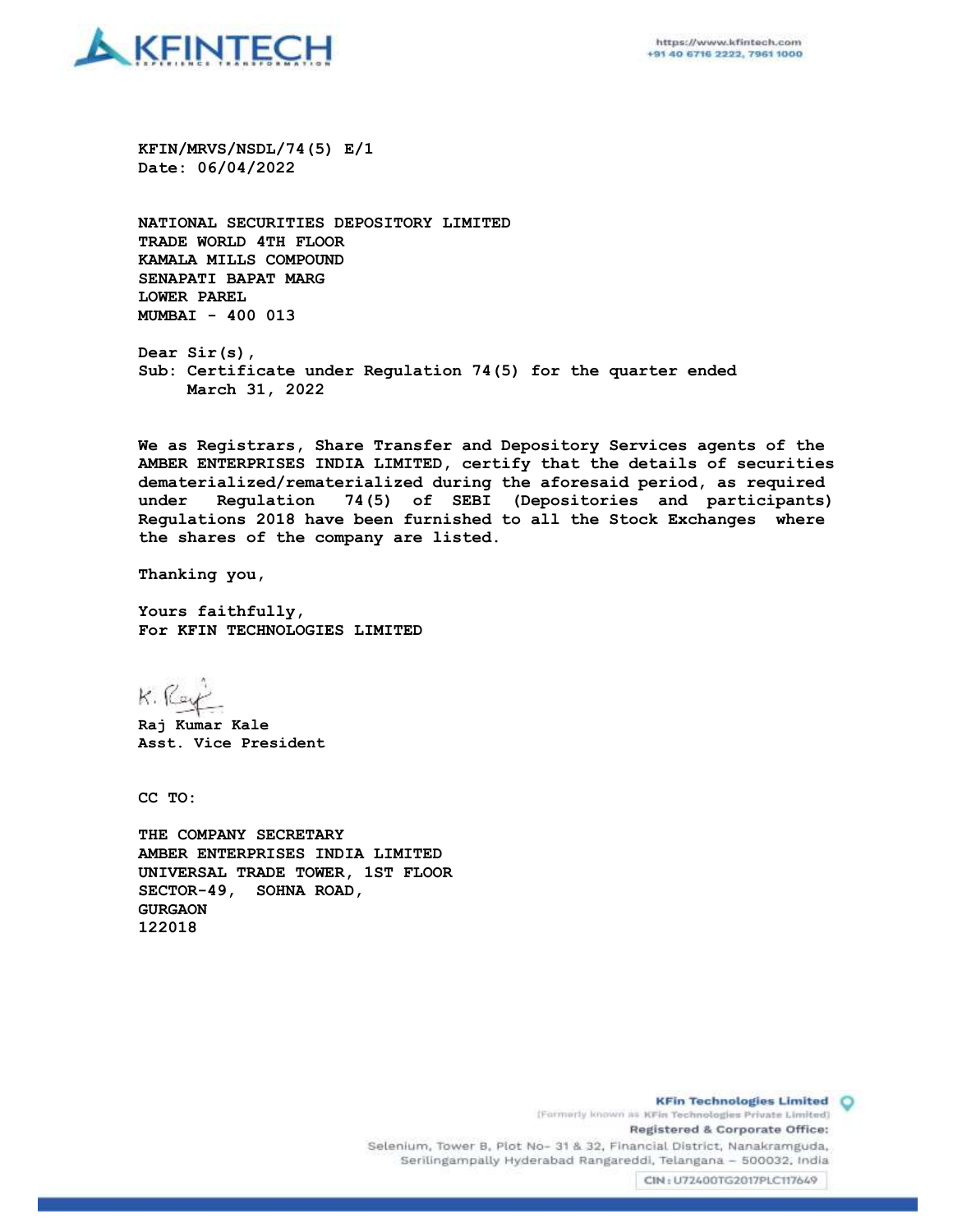KFIN/MRVS/NSDL/74(5) E/1
Date: 06/04/2022

NATIONAL SECURITIES DEPOSITORY LIMITED
TRADE WORLD 4TH FLOOR
KAMALA MILLS COMPOUND
SENAPATI BAPAT MARG
LOWER PAREL
MUMBAI - 400 013

Dear Sir(s),
Sub: Certificate under Regulation 74(5) for the quarter ended March 31, 2022

We as Registrars, Share Transfer and Depository Services agents of the AMBER ENTERPRISES INDIA LIMITED, certify that the details of securities dematerialized/rematerialized during the aforesaid period, as required under Regulation 74(5) of SEBI (Depositories and participants) Regulations 2018 have been furnished to all the Stock Exchanges where the shares of the company are listed.

Thanking you,

Yours faithfully,
For KFIN TECHNOLOGIES LIMITED

Raj Kumar Kale
Asst. Vice President

CC TO:

THE COMPANY SECRETARY
AMBER ENTERPRISES INDIA LIMITED
UNIVERSAL TRADE TOWER, 1ST FLOOR
SECTOR-49, SOHNA ROAD,
GURGAON
122018

**KFin Technologies Limited**
(Formerly known as KFin Technologies Private Limited)
**Registered & Corporate Office:**
Selenium, Tower B, Plot No- 31 & 32, Financial District, Nanakramguda, Serilingampally Hyderabad Rangareddi, Telangana – 500032, India
CIN : U72400TG2017PLC117649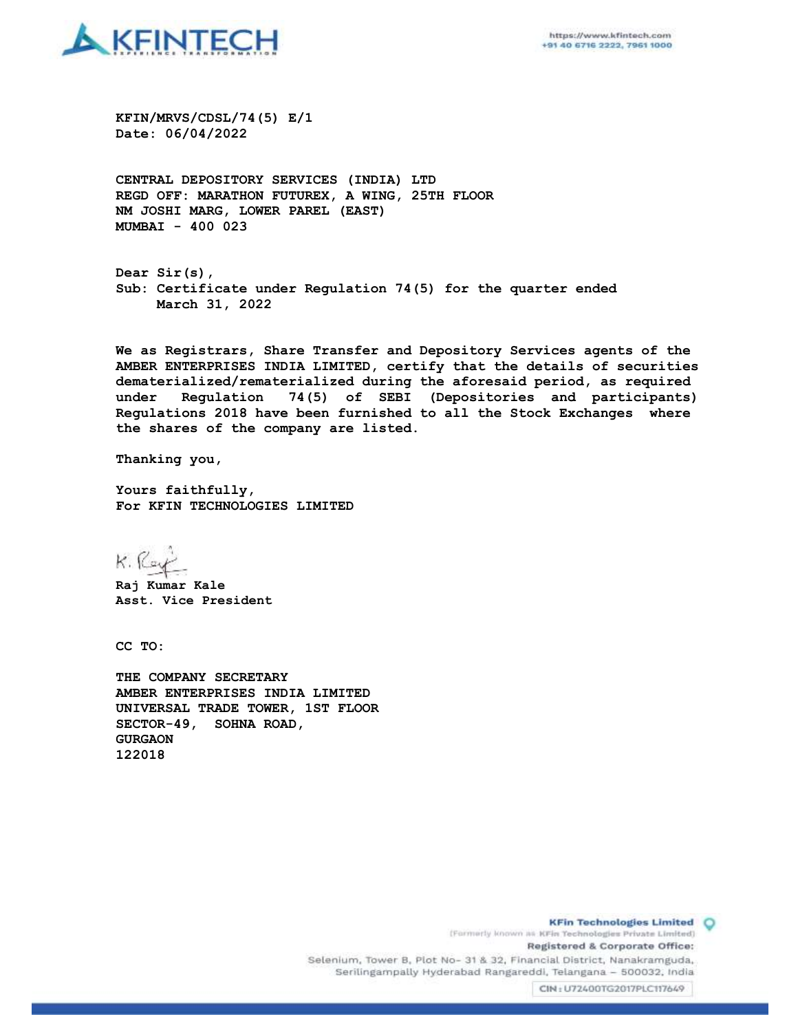KFIN/MRVS/CDSL/74(5) E/1
Date: 06/04/2022

CENTRAL DEPOSITORY SERVICES (INDIA) LTD
REGD OFF: MARATHON FUTUREX, A WING, 25TH FLOOR
NM JOSHI MARG, LOWER PAREL (EAST)
MUMBAI - 400 023

Dear Sir(s),
Sub: Certificate under Regulation 74(5) for the quarter ended March 31, 2022

We as Registrars, Share Transfer and Depository Services agents of the AMBER ENTERPRISES INDIA LIMITED, certify that the details of securities dematerialized/rematerialized during the aforesaid period, as required under Regulation 74(5) of SEBI (Depositories and participants) Regulations 2018 have been furnished to all the Stock Exchanges where the shares of the company are listed.

Thanking you,

Yours faithfully,
For KFIN TECHNOLOGIES LIMITED

K. Raj

Raj Kumar Kale
Asst. Vice President

CC TO:

THE COMPANY SECRETARY
AMBER ENTERPRISES INDIA LIMITED
UNIVERSAL TRADE TOWER, 1ST FLOOR
SECTOR-49, SOHNA ROAD,
GURGAON
122018

KFin Technologies Limited
(Formerly known as KFin Technologies Private Limited)
Registered & Corporate Office:
Selenium, Tower B, Plot No- 31 & 32, Financial District, Nanakramguda, Serilingampally Hyderabad Rangareddi, Telangana – 500032, India
CIN : U72400TG2017PLC117649